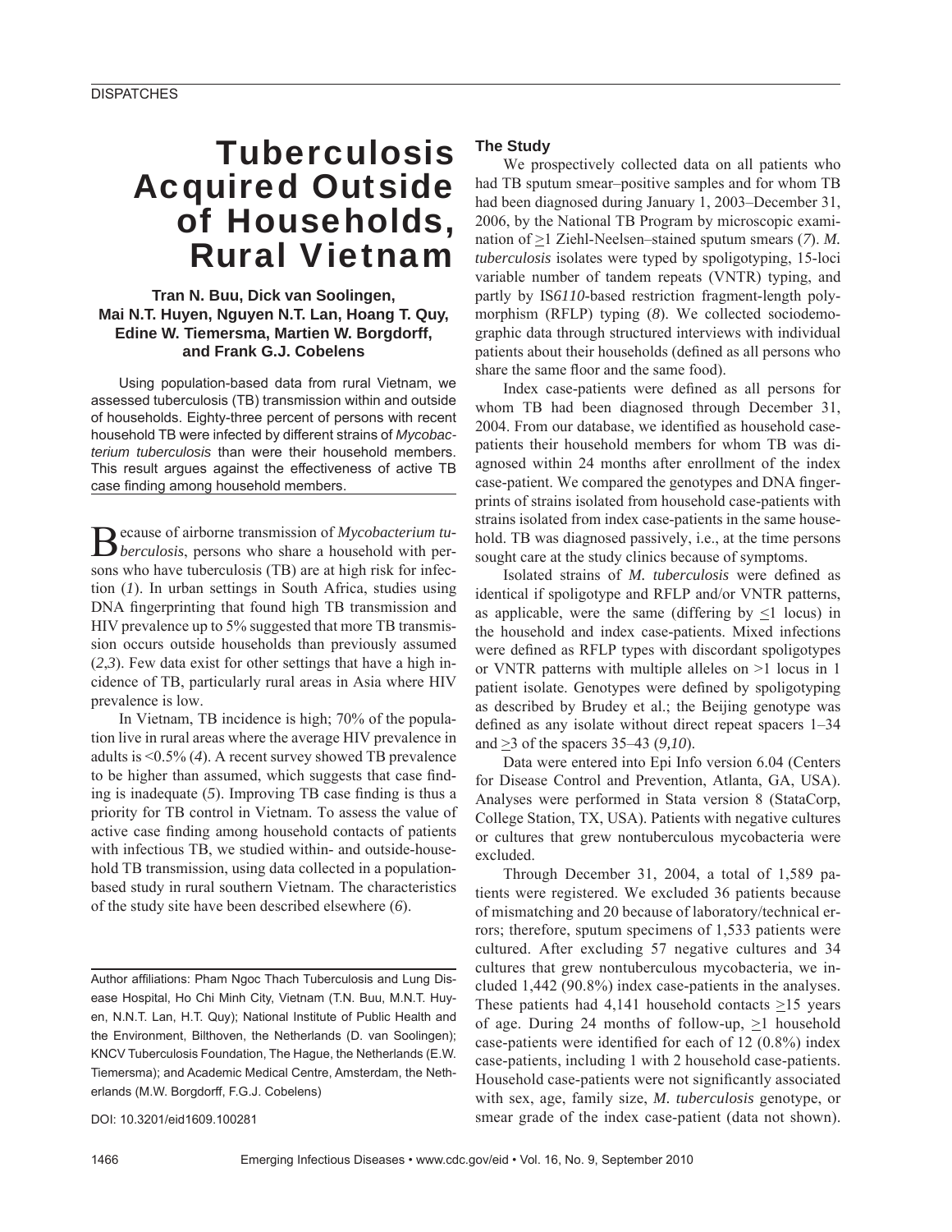DISPATCHES

# Tuberculosis Acquired Outside of Households, Rural Vietnam

**Tran N. Buu, Dick van Soolingen, Mai N.T. Huyen, Nguyen N.T. Lan, Hoang T. Quy, Edine W. Tiemersma, Martien W. Borgdorff, and Frank G.J. Cobelens**

Using population-based data from rural Vietnam, we assessed tuberculosis (TB) transmission within and outside of households. Eighty-three percent of persons with recent household TB were infected by different strains of *Mycobacterium tuberculosis* than were their household members. This result argues against the effectiveness of active TB case finding among household members.

Because of airborne transmission of *Mycobacterium tuberculosis*, persons who share a household with persons who have tuberculosis (TB) are at high risk for infection (*1*). In urban settings in South Africa, studies using DNA fingerprinting that found high TB transmission and HIV prevalence up to 5% suggested that more TB transmission occurs outside households than previously assumed (*2*,*3*). Few data exist for other settings that have a high incidence of TB, particularly rural areas in Asia where HIV prevalence is low.

In Vietnam, TB incidence is high; 70% of the population live in rural areas where the average HIV prevalence in adults is <0.5% (*4*). A recent survey showed TB prevalence to be higher than assumed, which suggests that case finding is inadequate (*5*). Improving TB case finding is thus a priority for TB control in Vietnam. To assess the value of active case finding among household contacts of patients with infectious TB, we studied within- and outside-household TB transmission, using data collected in a population-based study in rural southern Vietnam. The characteristics of the study site have been described elsewhere (*6*).

Author affiliations: Pham Ngoc Thach Tuberculosis and Lung Disease Hospital, Ho Chi Minh City, Vietnam (T.N. Buu, M.N.T. Huyen, N.N.T. Lan, H.T. Quy); National Institute of Public Health and the Environment, Bilthoven, the Netherlands (D. van Soolingen); KNCV Tuberculosis Foundation, The Hague, the Netherlands (E.W. Tiemersma); and Academic Medical Centre, Amsterdam, the Netherlands (M.W. Borgdorff, F.G.J. Cobelens)

DOI: 10.3201/eid1609.100281

## The Study

We prospectively collected data on all patients who had TB sputum smear–positive samples and for whom TB had been diagnosed during January 1, 2003–December 31, 2006, by the National TB Program by microscopic examination of ≥1 Ziehl-Neelsen–stained sputum smears (*7*). *M. tuberculosis* isolates were typed by spoligotyping, 15-loci variable number of tandem repeats (VNTR) typing, and partly by IS*6110*-based restriction fragment-length polymorphism (RFLP) typing (*8*). We collected sociodemographic data through structured interviews with individual patients about their households (defined as all persons who share the same floor and the same food).

Index case-patients were defined as all persons for whom TB had been diagnosed through December 31, 2004. From our database, we identified as household case-patients their household members for whom TB was diagnosed within 24 months after enrollment of the index case-patient. We compared the genotypes and DNA fingerprints of strains isolated from household case-patients with strains isolated from index case-patients in the same household. TB was diagnosed passively, i.e., at the time persons sought care at the study clinics because of symptoms.

Isolated strains of *M. tuberculosis* were defined as identical if spoligotype and RFLP and/or VNTR patterns, as applicable, were the same (differing by ≤1 locus) in the household and index case-patients. Mixed infections were defined as RFLP types with discordant spoligotypes or VNTR patterns with multiple alleles on >1 locus in 1 patient isolate. Genotypes were defined by spoligotyping as described by Brudey et al.; the Beijing genotype was defined as any isolate without direct repeat spacers 1–34 and ≥3 of the spacers 35–43 (*9*,*10*).

Data were entered into Epi Info version 6.04 (Centers for Disease Control and Prevention, Atlanta, GA, USA). Analyses were performed in Stata version 8 (StataCorp, College Station, TX, USA). Patients with negative cultures or cultures that grew nontuberculous mycobacteria were excluded.

Through December 31, 2004, a total of 1,589 patients were registered. We excluded 36 patients because of mismatching and 20 because of laboratory/technical errors; therefore, sputum specimens of 1,533 patients were cultured. After excluding 57 negative cultures and 34 cultures that grew nontuberculous mycobacteria, we included 1,442 (90.8%) index case-patients in the analyses. These patients had 4,141 household contacts ≥15 years of age. During 24 months of follow-up, ≥1 household case-patients were identified for each of 12 (0.8%) index case-patients, including 1 with 2 household case-patients. Household case-patients were not significantly associated with sex, age, family size, *M. tuberculosis* genotype, or smear grade of the index case-patient (data not shown).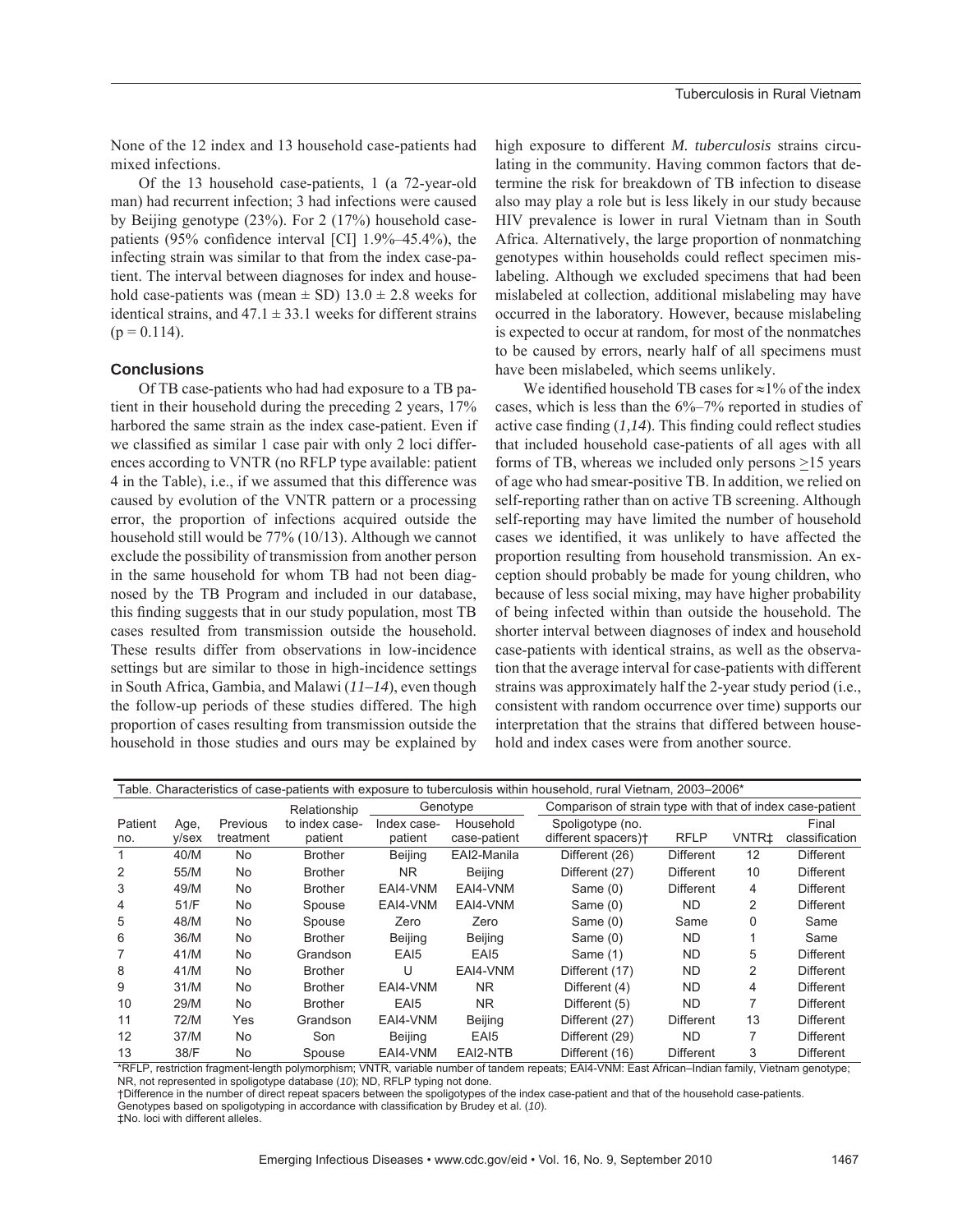None of the 12 index and 13 household case-patients had mixed infections.

Of the 13 household case-patients, 1 (a 72-year-old man) had recurrent infection; 3 had infections were caused by Beijing genotype (23%). For 2 (17%) household case-patients (95% confidence interval [CI] 1.9%–45.4%), the infecting strain was similar to that from the index case-patient. The interval between diagnoses for index and household case-patients was (mean ± SD) 13.0 ± 2.8 weeks for identical strains, and 47.1 ± 33.1 weeks for different strains ($p = 0.114$).

## Conclusions

Of TB case-patients who had had exposure to a TB patient in their household during the preceding 2 years, 17% harbored the same strain as the index case-patient. Even if we classified as similar 1 case pair with only 2 loci differences according to VNTR (no RFLP type available: patient 4 in the Table), i.e., if we assumed that this difference was caused by evolution of the VNTR pattern or a processing error, the proportion of infections acquired outside the household still would be 77% (10/13). Although we cannot exclude the possibility of transmission from another person in the same household for whom TB had not been diagnosed by the TB Program and included in our database, this finding suggests that in our study population, most TB cases resulted from transmission outside the household. These results differ from observations in low-incidence settings but are similar to those in high-incidence settings in South Africa, Gambia, and Malawi (*11–14*), even though the follow-up periods of these studies differed. The high proportion of cases resulting from transmission outside the household in those studies and ours may be explained by high exposure to different *M. tuberculosis* strains circulating in the community. Having common factors that determine the risk for breakdown of TB infection to disease also may play a role but is less likely in our study because HIV prevalence is lower in rural Vietnam than in South Africa. Alternatively, the large proportion of nonmatching genotypes within households could reflect specimen mislabeling. Although we excluded specimens that had been mislabeled at collection, additional mislabeling may have occurred in the laboratory. However, because mislabeling is expected to occur at random, for most of the nonmatches to be caused by errors, nearly half of all specimens must have been mislabeled, which seems unlikely.

We identified household TB cases for ≈1% of the index cases, which is less than the 6%–7% reported in studies of active case finding (*1,14*). This finding could reflect studies that included household case-patients of all ages with all forms of TB, whereas we included only persons ≥15 years of age who had smear-positive TB. In addition, we relied on self-reporting rather than on active TB screening. Although self-reporting may have limited the number of household cases we identified, it was unlikely to have affected the proportion resulting from household transmission. An exception should probably be made for young children, who because of less social mixing, may have higher probability of being infected within than outside the household. The shorter interval between diagnoses of index and household case-patients with identical strains, as well as the observation that the average interval for case-patients with different strains was approximately half the 2-year study period (i.e., consistent with random occurrence over time) supports our interpretation that the strains that differed between household and index cases were from another source.

Table. Characteristics of case-patients with exposure to tuberculosis within household, rural Vietnam, 2003–2006*

| Patient no. | Age, y/sex | Previous treatment | Relationship to index case-patient | Genotype | | Comparison of strain type with that of index case-patient | | | |
|---|---|---|---|---|---|---|---|---|---|
| | | | | Index case-patient | Household case-patient | Spoligotype (no. different spacers)† | RFLP | VNTR‡ | Final classification |
| 1 | 40/M | No | Brother | Beijing | EAI2-Manila | Different (26) | Different | 12 | Different |
| 2 | 55/M | No | Brother | NR | Beijing | Different (27) | Different | 10 | Different |
| 3 | 49/M | No | Brother | EAI4-VNM | EAI4-VNM | Same (0) | Different | 4 | Different |
| 4 | 51/F | No | Spouse | EAI4-VNM | EAI4-VNM | Same (0) | ND | 2 | Different |
| 5 | 48/M | No | Spouse | Zero | Zero | Same (0) | Same | 0 | Same |
| 6 | 36/M | No | Brother | Beijing | Beijing | Same (0) | ND | 1 | Same |
| 7 | 41/M | No | Grandson | EAI5 | EAI5 | Same (1) | ND | 5 | Different |
| 8 | 41/M | No | Brother | U | EAI4-VNM | Different (17) | ND | 2 | Different |
| 9 | 31/M | No | Brother | EAI4-VNM | NR | Different (4) | ND | 4 | Different |
| 10 | 29/M | No | Brother | EAI5 | NR | Different (5) | ND | 7 | Different |
| 11 | 72/M | Yes | Grandson | EAI4-VNM | Beijing | Different (27) | Different | 13 | Different |
| 12 | 37/M | No | Son | Beijing | EAI5 | Different (29) | ND | 7 | Different |
| 13 | 38/F | No | Spouse | EAI4-VNM | EAI2-NTB | Different (16) | Different | 3 | Different |

*RFLP, restriction fragment-length polymorphism; VNTR, variable number of tandem repeats; EAI4-VNM: East African–Indian family, Vietnam genotype; NR, not represented in spoligotype database (*10*); ND, RFLP typing not done.
†Difference in the number of direct repeat spacers between the spoligotypes of the index case-patient and that of the household case-patients.
Genotypes based on spoligotyping in accordance with classification by Brudey et al. (*10*).
‡No. loci with different alleles.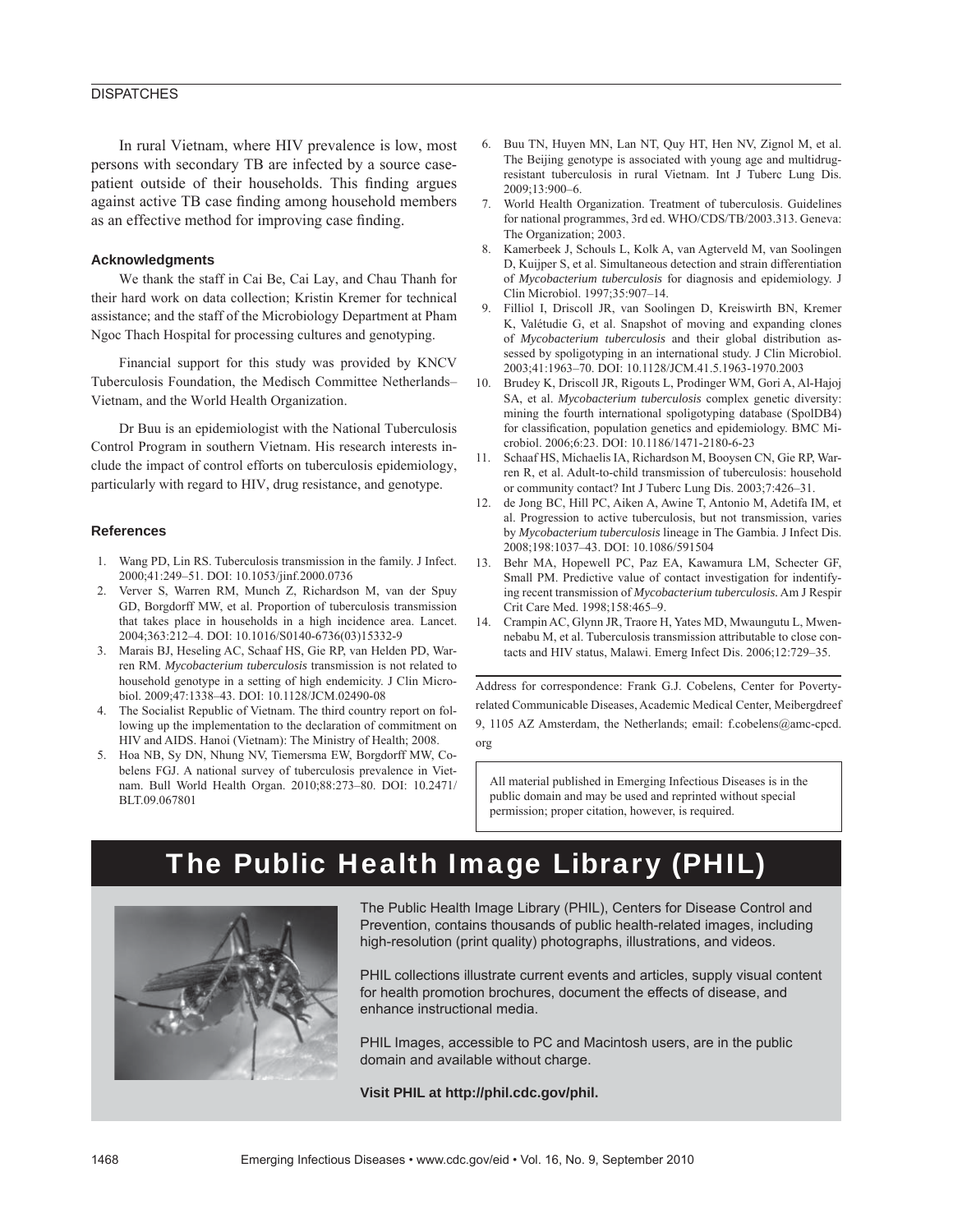In rural Vietnam, where HIV prevalence is low, most persons with secondary TB are infected by a source case-patient outside of their households. This finding argues against active TB case finding among household members as an effective method for improving case finding.

### Acknowledgments

We thank the staff in Cai Be, Cai Lay, and Chau Thanh for their hard work on data collection; Kristin Kremer for technical assistance; and the staff of the Microbiology Department at Pham Ngoc Thach Hospital for processing cultures and genotyping.

Financial support for this study was provided by KNCV Tuberculosis Foundation, the Medisch Committee Netherlands–Vietnam, and the World Health Organization.

Dr Buu is an epidemiologist with the National Tuberculosis Control Program in southern Vietnam. His research interests include the impact of control efforts on tuberculosis epidemiology, particularly with regard to HIV, drug resistance, and genotype.

### References

1. Wang PD, Lin RS. Tuberculosis transmission in the family. J Infect. 2000;41:249–51. DOI: 10.1053/jinf.2000.0736
2. Verver S, Warren RM, Munch Z, Richardson M, van der Spuy GD, Borgdorff MW, et al. Proportion of tuberculosis transmission that takes place in households in a high incidence area. Lancet. 2004;363:212–4. DOI: 10.1016/S0140-6736(03)15332-9
3. Marais BJ, Heseling AC, Schaaf HS, Gie RP, van Helden PD, Warren RM. *Mycobacterium tuberculosis* transmission is not related to household genotype in a setting of high endemicity. J Clin Microbiol. 2009;47:1338–43. DOI: 10.1128/JCM.02490-08
4. The Socialist Republic of Vietnam. The third country report on following up the implementation to the declaration of commitment on HIV and AIDS. Hanoi (Vietnam): The Ministry of Health; 2008.
5. Hoa NB, Sy DN, Nhung NV, Tiemersma EW, Borgdorff MW, Cobelens FGJ. A national survey of tuberculosis prevalence in Vietnam. Bull World Health Organ. 2010;88:273–80. DOI: 10.2471/BLT.09.067801
6. Buu TN, Huyen MN, Lan NT, Quy HT, Hen NV, Zignol M, et al. The Beijing genotype is associated with young age and multidrug-resistant tuberculosis in rural Vietnam. Int J Tuberc Lung Dis. 2009;13:900–6.
7. World Health Organization. Treatment of tuberculosis. Guidelines for national programmes, 3rd ed. WHO/CDS/TB/2003.313. Geneva: The Organization; 2003.
8. Kamerbeek J, Schouls L, Kolk A, van Agterveld M, van Soolingen D, Kuijper S, et al. Simultaneous detection and strain differentiation of *Mycobacterium tuberculosis* for diagnosis and epidemiology. J Clin Microbiol. 1997;35:907–14.
9. Filliol I, Driscoll JR, van Soolingen D, Kreiswirth BN, Kremer K, Valétudie G, et al. Snapshot of moving and expanding clones of *Mycobacterium tuberculosis* and their global distribution assessed by spoligotyping in an international study. J Clin Microbiol. 2003;41:1963–70. DOI: 10.1128/JCM.41.5.1963-1970.2003
10. Brudey K, Driscoll JR, Rigouts L, Prodinger WM, Gori A, Al-Hajoj SA, et al. *Mycobacterium tuberculosis* complex genetic diversity: mining the fourth international spoligotyping database (SpolDB4) for classification, population genetics and epidemiology. BMC Microbiol. 2006;6:23. DOI: 10.1186/1471-2180-6-23
11. Schaaf HS, Michaelis IA, Richardson M, Booysen CN, Gie RP, Warren R, et al. Adult-to-child transmission of tuberculosis: household or community contact? Int J Tuberc Lung Dis. 2003;7:426–31.
12. de Jong BC, Hill PC, Aiken A, Awine T, Antonio M, Adetifa IM, et al. Progression to active tuberculosis, but not transmission, varies by *Mycobacterium tuberculosis* lineage in The Gambia. J Infect Dis. 2008;198:1037–43. DOI: 10.1086/591504
13. Behr MA, Hopewell PC, Paz EA, Kawamura LM, Schecter GF, Small PM. Predictive value of contact investigation for identifying recent transmission of *Mycobacterium tuberculosis*. Am J Respir Crit Care Med. 1998;158:465–9.
14. Crampin AC, Glynn JR, Traore H, Yates MD, Mwaungutu L, Mwenebabu M, et al. Tuberculosis transmission attributable to close contacts and HIV status, Malawi. Emerg Infect Dis. 2006;12:729–35.

Address for correspondence: Frank G.J. Cobelens, Center for Poverty-related Communicable Diseases, Academic Medical Center, Meibergdreef 9, 1105 AZ Amsterdam, the Netherlands; email: f.cobelens@amc-cpcd.org

All material published in Emerging Infectious Diseases is in the public domain and may be used and reprinted without special permission; proper citation, however, is required.

# The Public Health Image Library (PHIL)

The Public Health Image Library (PHIL), Centers for Disease Control and Prevention, contains thousands of public health-related images, including high-resolution (print quality) photographs, illustrations, and videos.

PHIL collections illustrate current events and articles, supply visual content for health promotion brochures, document the effects of disease, and enhance instructional media.

PHIL Images, accessible to PC and Macintosh users, are in the public domain and available without charge.

**Visit PHIL at http://phil.cdc.gov/phil.**